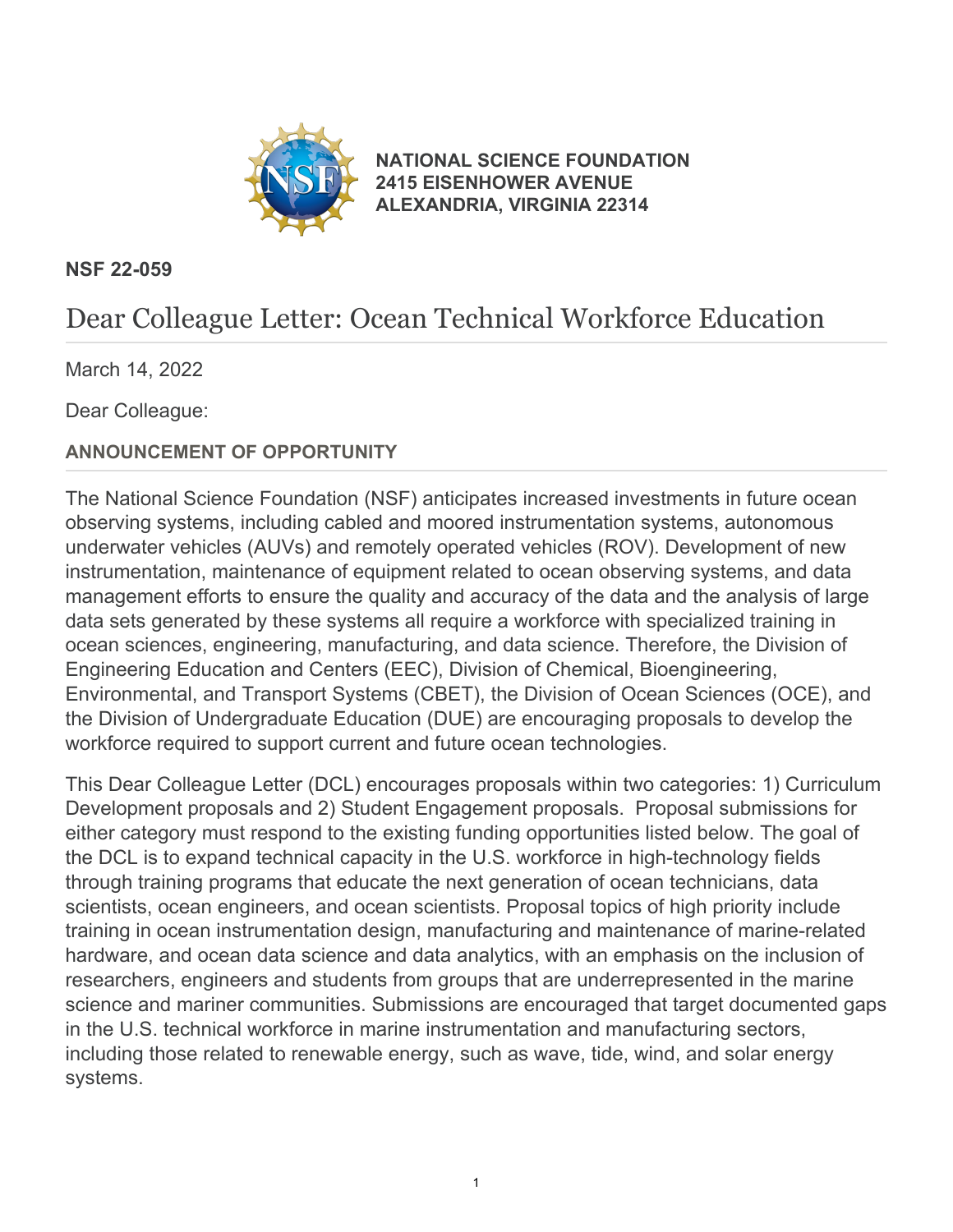**NATIONAL SCIENCE FOUNDATION**
**2415 EISENHOWER AVENUE**
**ALEXANDRIA, VIRGINIA 22314**

**NSF 22-059**

# Dear Colleague Letter: Ocean Technical Workforce Education

March 14, 2022

Dear Colleague:

## ANNOUNCEMENT OF OPPORTUNITY

The National Science Foundation (NSF) anticipates increased investments in future ocean observing systems, including cabled and moored instrumentation systems, autonomous underwater vehicles (AUVs) and remotely operated vehicles (ROV). Development of new instrumentation, maintenance of equipment related to ocean observing systems, and data management efforts to ensure the quality and accuracy of the data and the analysis of large data sets generated by these systems all require a workforce with specialized training in ocean sciences, engineering, manufacturing, and data science. Therefore, the Division of Engineering Education and Centers (EEC), Division of Chemical, Bioengineering, Environmental, and Transport Systems (CBET), the Division of Ocean Sciences (OCE), and the Division of Undergraduate Education (DUE) are encouraging proposals to develop the workforce required to support current and future ocean technologies.

This Dear Colleague Letter (DCL) encourages proposals within two categories: 1) Curriculum Development proposals and 2) Student Engagement proposals. Proposal submissions for either category must respond to the existing funding opportunities listed below. The goal of the DCL is to expand technical capacity in the U.S. workforce in high-technology fields through training programs that educate the next generation of ocean technicians, data scientists, ocean engineers, and ocean scientists. Proposal topics of high priority include training in ocean instrumentation design, manufacturing and maintenance of marine-related hardware, and ocean data science and data analytics, with an emphasis on the inclusion of researchers, engineers and students from groups that are underrepresented in the marine science and mariner communities. Submissions are encouraged that target documented gaps in the U.S. technical workforce in marine instrumentation and manufacturing sectors, including those related to renewable energy, such as wave, tide, wind, and solar energy systems.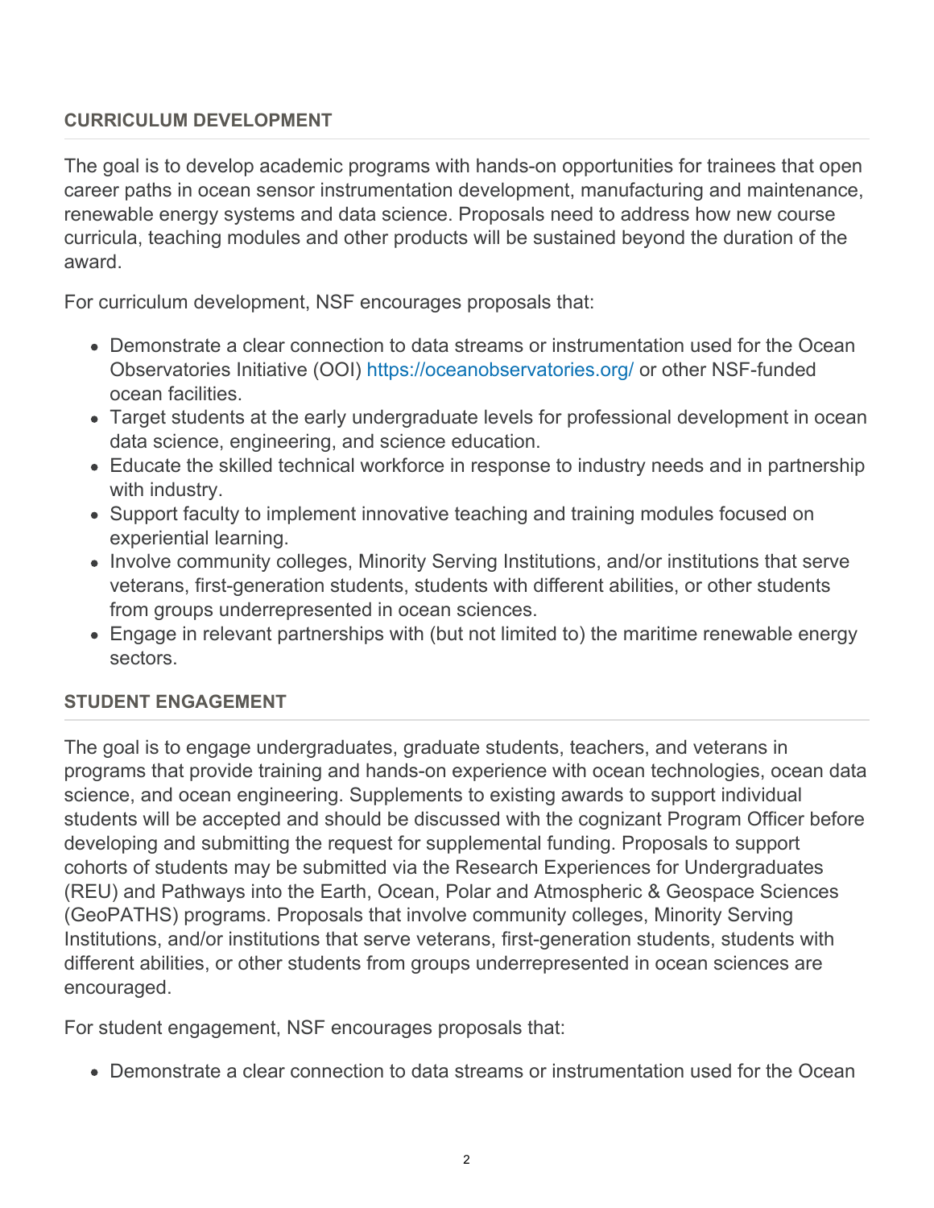### CURRICULUM DEVELOPMENT

The goal is to develop academic programs with hands-on opportunities for trainees that open career paths in ocean sensor instrumentation development, manufacturing and maintenance, renewable energy systems and data science. Proposals need to address how new course curricula, teaching modules and other products will be sustained beyond the duration of the award.

For curriculum development, NSF encourages proposals that:

- Demonstrate a clear connection to data streams or instrumentation used for the Ocean Observatories Initiative (OOI) https://oceanobservatories.org/ or other NSF-funded ocean facilities.
- Target students at the early undergraduate levels for professional development in ocean data science, engineering, and science education.
- Educate the skilled technical workforce in response to industry needs and in partnership with industry.
- Support faculty to implement innovative teaching and training modules focused on experiential learning.
- Involve community colleges, Minority Serving Institutions, and/or institutions that serve veterans, first-generation students, students with different abilities, or other students from groups underrepresented in ocean sciences.
- Engage in relevant partnerships with (but not limited to) the maritime renewable energy sectors.

### STUDENT ENGAGEMENT

The goal is to engage undergraduates, graduate students, teachers, and veterans in programs that provide training and hands-on experience with ocean technologies, ocean data science, and ocean engineering. Supplements to existing awards to support individual students will be accepted and should be discussed with the cognizant Program Officer before developing and submitting the request for supplemental funding. Proposals to support cohorts of students may be submitted via the Research Experiences for Undergraduates (REU) and Pathways into the Earth, Ocean, Polar and Atmospheric & Geospace Sciences (GeoPATHS) programs. Proposals that involve community colleges, Minority Serving Institutions, and/or institutions that serve veterans, first-generation students, students with different abilities, or other students from groups underrepresented in ocean sciences are encouraged.

For student engagement, NSF encourages proposals that:

- Demonstrate a clear connection to data streams or instrumentation used for the Ocean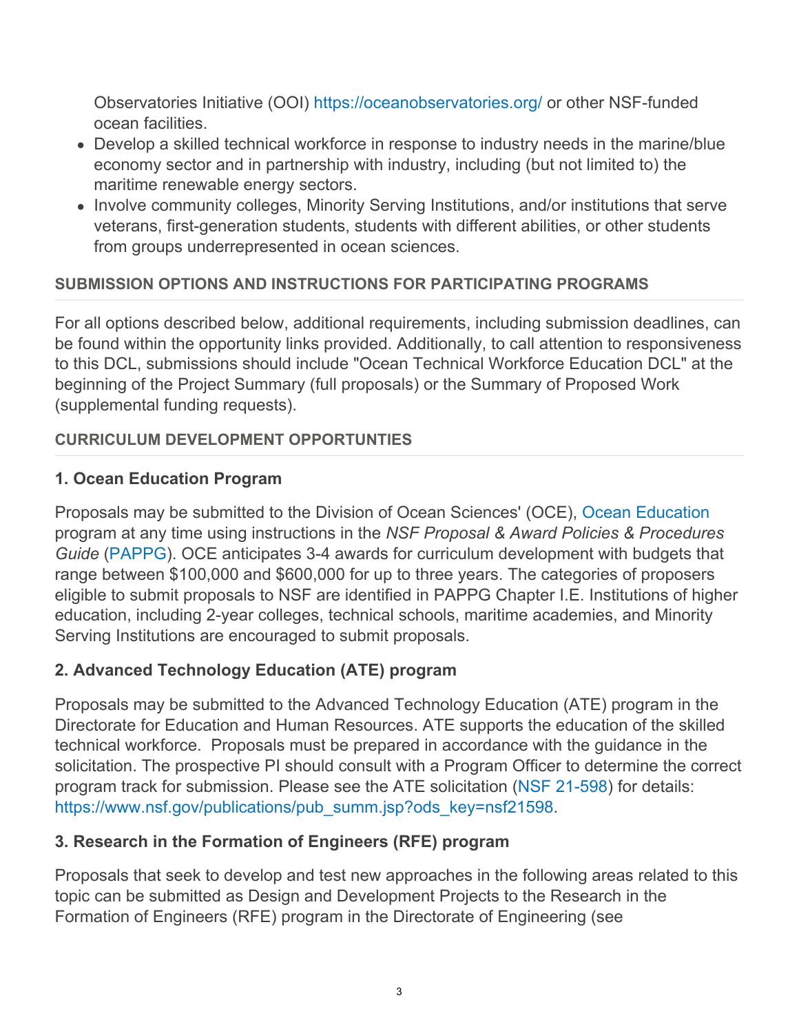Observatories Initiative (OOI) https://oceanobservatories.org/ or other NSF-funded ocean facilities.
- Develop a skilled technical workforce in response to industry needs in the marine/blue economy sector and in partnership with industry, including (but not limited to) the maritime renewable energy sectors.
- Involve community colleges, Minority Serving Institutions, and/or institutions that serve veterans, first-generation students, students with different abilities, or other students from groups underrepresented in ocean sciences.

#### SUBMISSION OPTIONS AND INSTRUCTIONS FOR PARTICIPATING PROGRAMS

For all options described below, additional requirements, including submission deadlines, can be found within the opportunity links provided. Additionally, to call attention to responsiveness to this DCL, submissions should include "Ocean Technical Workforce Education DCL" at the beginning of the Project Summary (full proposals) or the Summary of Proposed Work (supplemental funding requests).

#### CURRICULUM DEVELOPMENT OPPORTUNTIES

### 1. Ocean Education Program

Proposals may be submitted to the Division of Ocean Sciences' (OCE), Ocean Education program at any time using instructions in the *NSF Proposal & Award Policies & Procedures Guide* (PAPPG). OCE anticipates 3-4 awards for curriculum development with budgets that range between $100,000 and $600,000 for up to three years. The categories of proposers eligible to submit proposals to NSF are identified in PAPPG Chapter I.E. Institutions of higher education, including 2-year colleges, technical schools, maritime academies, and Minority Serving Institutions are encouraged to submit proposals.

### 2. Advanced Technology Education (ATE) program

Proposals may be submitted to the Advanced Technology Education (ATE) program in the Directorate for Education and Human Resources. ATE supports the education of the skilled technical workforce. Proposals must be prepared in accordance with the guidance in the solicitation. The prospective PI should consult with a Program Officer to determine the correct program track for submission. Please see the ATE solicitation (NSF 21-598) for details: https://www.nsf.gov/publications/pub_summ.jsp?ods_key=nsf21598.

### 3. Research in the Formation of Engineers (RFE) program

Proposals that seek to develop and test new approaches in the following areas related to this topic can be submitted as Design and Development Projects to the Research in the Formation of Engineers (RFE) program in the Directorate of Engineering (see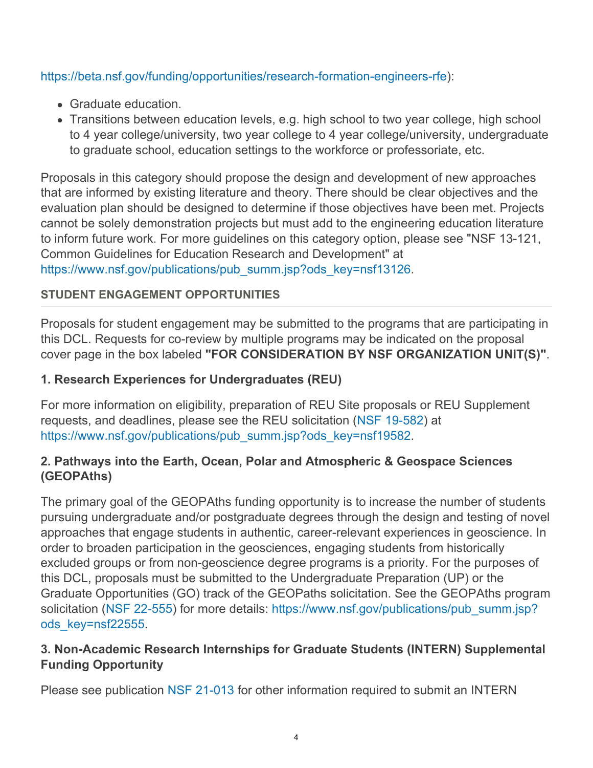https://beta.nsf.gov/funding/opportunities/research-formation-engineers-rfe):

- Graduate education.
- Transitions between education levels, e.g. high school to two year college, high school to 4 year college/university, two year college to 4 year college/university, undergraduate to graduate school, education settings to the workforce or professoriate, etc.

Proposals in this category should propose the design and development of new approaches that are informed by existing literature and theory. There should be clear objectives and the evaluation plan should be designed to determine if those objectives have been met. Projects cannot be solely demonstration projects but must add to the engineering education literature to inform future work. For more guidelines on this category option, please see "NSF 13-121, Common Guidelines for Education Research and Development" at https://www.nsf.gov/publications/pub_summ.jsp?ods_key=nsf13126.

#### STUDENT ENGAGEMENT OPPORTUNITIES

Proposals for student engagement may be submitted to the programs that are participating in this DCL. Requests for co-review by multiple programs may be indicated on the proposal cover page in the box labeled **"FOR CONSIDERATION BY NSF ORGANIZATION UNIT(S)"**.

#### 1. Research Experiences for Undergraduates (REU)

For more information on eligibility, preparation of REU Site proposals or REU Supplement requests, and deadlines, please see the REU solicitation (NSF 19-582) at https://www.nsf.gov/publications/pub_summ.jsp?ods_key=nsf19582.

#### 2. Pathways into the Earth, Ocean, Polar and Atmospheric & Geospace Sciences (GEOPAths)

The primary goal of the GEOPAths funding opportunity is to increase the number of students pursuing undergraduate and/or postgraduate degrees through the design and testing of novel approaches that engage students in authentic, career-relevant experiences in geoscience. In order to broaden participation in the geosciences, engaging students from historically excluded groups or from non-geoscience degree programs is a priority. For the purposes of this DCL, proposals must be submitted to the Undergraduate Preparation (UP) or the Graduate Opportunities (GO) track of the GEOPaths solicitation. See the GEOPAths program solicitation (NSF 22-555) for more details: https://www.nsf.gov/publications/pub_summ.jsp?ods_key=nsf22555.

#### 3. Non-Academic Research Internships for Graduate Students (INTERN) Supplemental Funding Opportunity

Please see publication NSF 21-013 for other information required to submit an INTERN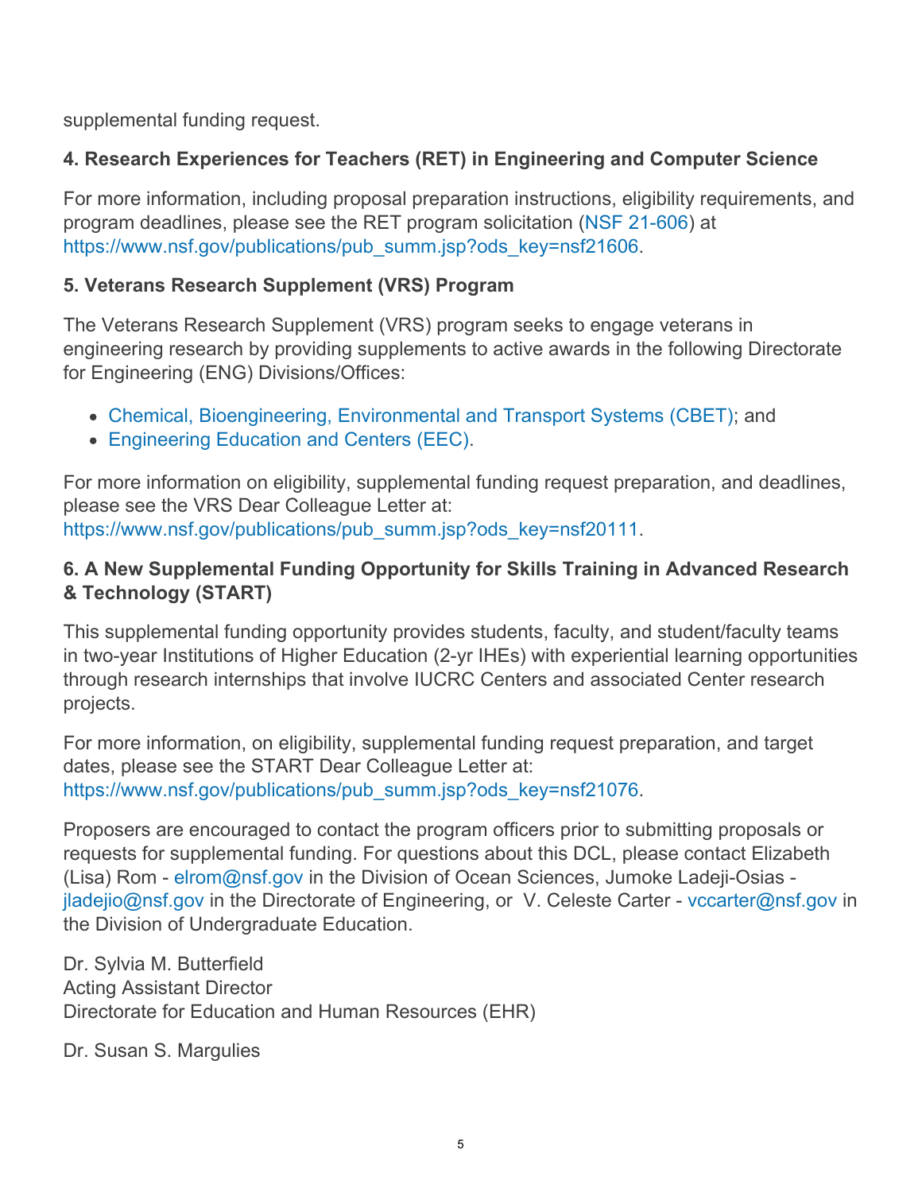supplemental funding request.

**4. Research Experiences for Teachers (RET) in Engineering and Computer Science**

For more information, including proposal preparation instructions, eligibility requirements, and program deadlines, please see the RET program solicitation (NSF 21-606) at https://www.nsf.gov/publications/pub_summ.jsp?ods_key=nsf21606.

**5. Veterans Research Supplement (VRS) Program**

The Veterans Research Supplement (VRS) program seeks to engage veterans in engineering research by providing supplements to active awards in the following Directorate for Engineering (ENG) Divisions/Offices:

- Chemical, Bioengineering, Environmental and Transport Systems (CBET); and
- Engineering Education and Centers (EEC).

For more information on eligibility, supplemental funding request preparation, and deadlines, please see the VRS Dear Colleague Letter at: https://www.nsf.gov/publications/pub_summ.jsp?ods_key=nsf20111.

**6. A New Supplemental Funding Opportunity for Skills Training in Advanced Research & Technology (START)**

This supplemental funding opportunity provides students, faculty, and student/faculty teams in two-year Institutions of Higher Education (2-yr IHEs) with experiential learning opportunities through research internships that involve IUCRC Centers and associated Center research projects.

For more information, on eligibility, supplemental funding request preparation, and target dates, please see the START Dear Colleague Letter at: https://www.nsf.gov/publications/pub_summ.jsp?ods_key=nsf21076.

Proposers are encouraged to contact the program officers prior to submitting proposals or requests for supplemental funding. For questions about this DCL, please contact Elizabeth (Lisa) Rom - elrom@nsf.gov in the Division of Ocean Sciences, Jumoke Ladeji-Osias - jladejio@nsf.gov in the Directorate of Engineering, or V. Celeste Carter - vccarter@nsf.gov in the Division of Undergraduate Education.

Dr. Sylvia M. Butterfield
Acting Assistant Director
Directorate for Education and Human Resources (EHR)

Dr. Susan S. Margulies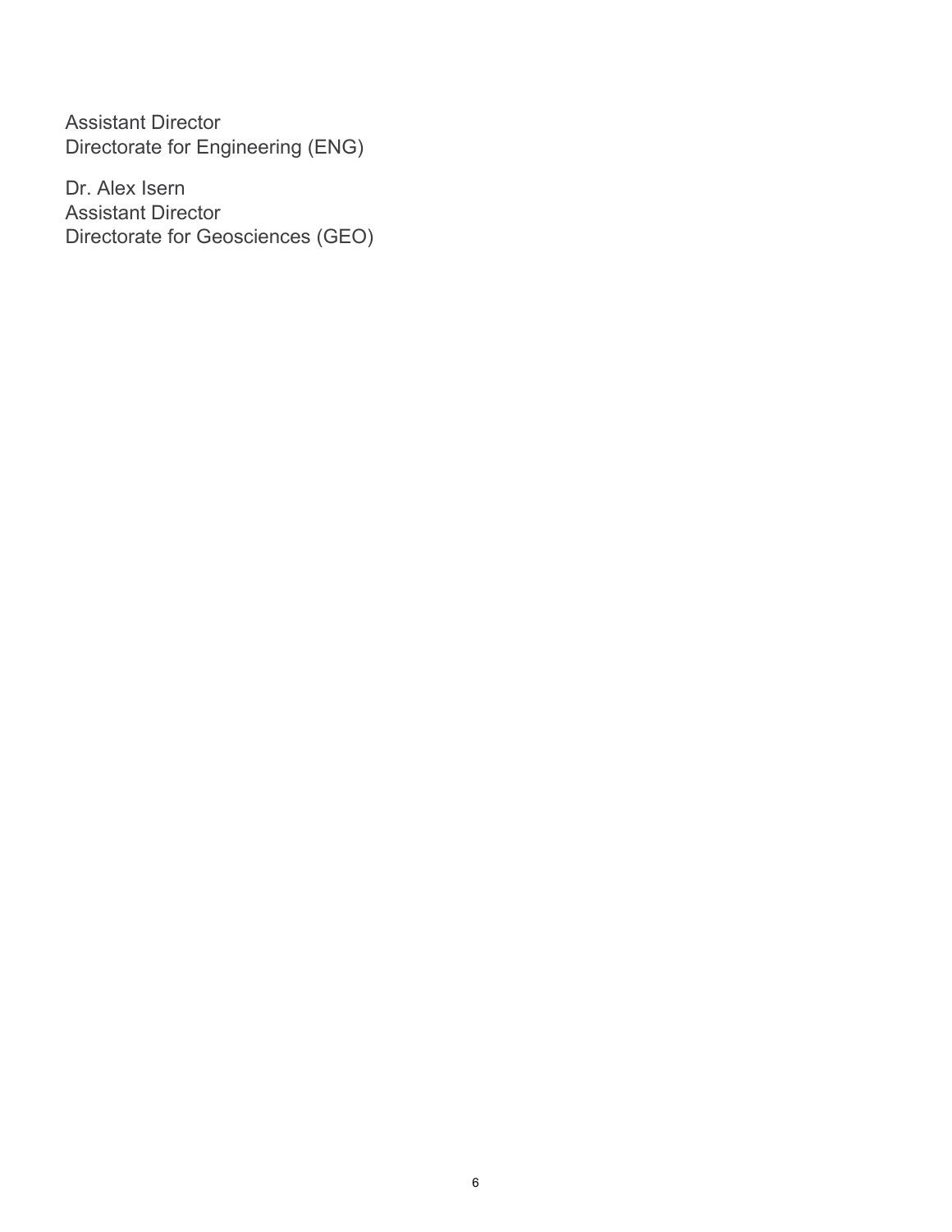Assistant Director
Directorate for Engineering (ENG)

Dr. Alex Isern
Assistant Director
Directorate for Geosciences (GEO)